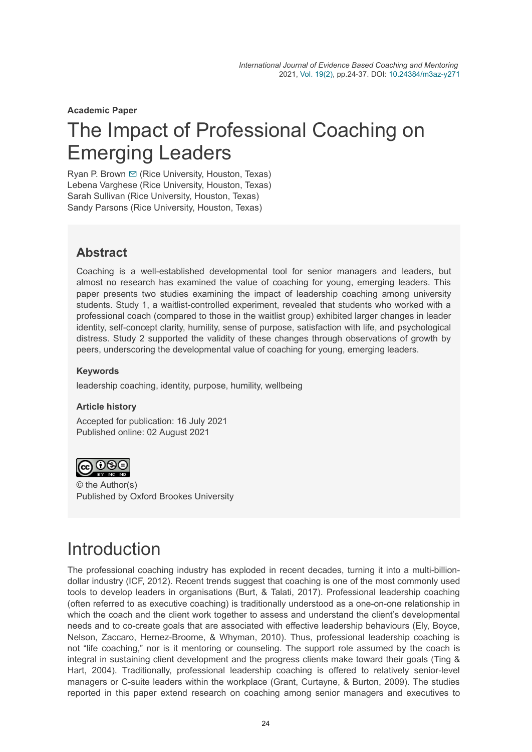**Academic Paper**

# The Impact of Professional Coaching on Emerging Leaders

Ryan P. Brown (Rice University, Houston, Texas)
Lebena Varghese (Rice University, Houston, Texas)
Sarah Sullivan (Rice University, Houston, Texas)
Sandy Parsons (Rice University, Houston, Texas)

## Abstract

Coaching is a well-established developmental tool for senior managers and leaders, but almost no research has examined the value of coaching for young, emerging leaders. This paper presents two studies examining the impact of leadership coaching among university students. Study 1, a waitlist-controlled experiment, revealed that students who worked with a professional coach (compared to those in the waitlist group) exhibited larger changes in leader identity, self-concept clarity, humility, sense of purpose, satisfaction with life, and psychological distress. Study 2 supported the validity of these changes through observations of growth by peers, underscoring the developmental value of coaching for young, emerging leaders.

### Keywords

leadership coaching, identity, purpose, humility, wellbeing

### Article history

Accepted for publication: 16 July 2021
Published online: 02 August 2021

© the Author(s)
Published by Oxford Brookes University

# Introduction

The professional coaching industry has exploded in recent decades, turning it into a multi-billion-dollar industry (ICF, 2012). Recent trends suggest that coaching is one of the most commonly used tools to develop leaders in organisations (Burt, & Talati, 2017). Professional leadership coaching (often referred to as executive coaching) is traditionally understood as a one-on-one relationship in which the coach and the client work together to assess and understand the client's developmental needs and to co-create goals that are associated with effective leadership behaviours (Ely, Boyce, Nelson, Zaccaro, Hernez-Broome, & Whyman, 2010). Thus, professional leadership coaching is not "life coaching," nor is it mentoring or counseling. The support role assumed by the coach is integral in sustaining client development and the progress clients make toward their goals (Ting & Hart, 2004). Traditionally, professional leadership coaching is offered to relatively senior-level managers or C-suite leaders within the workplace (Grant, Curtayne, & Burton, 2009). The studies reported in this paper extend research on coaching among senior managers and executives to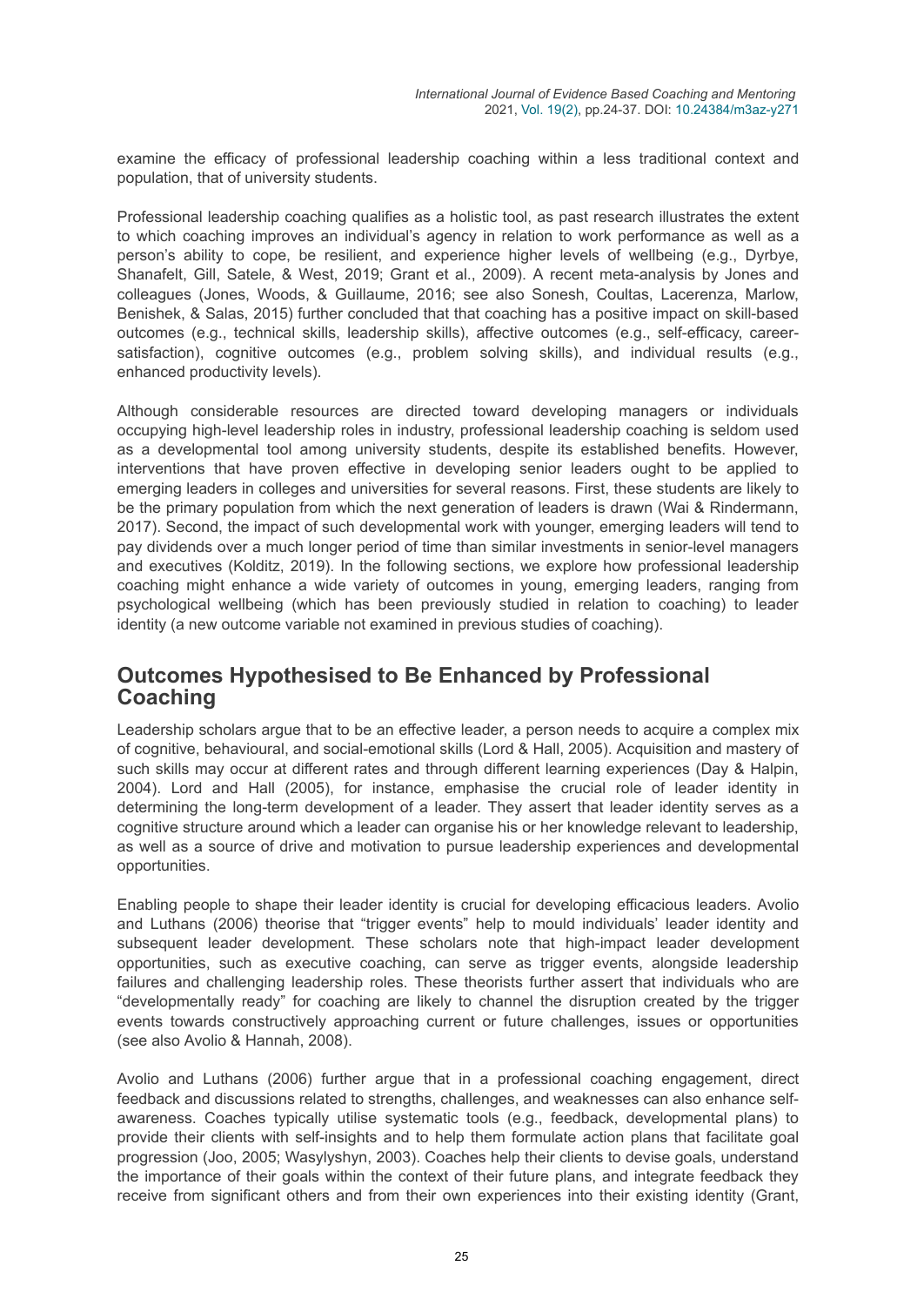examine the efficacy of professional leadership coaching within a less traditional context and population, that of university students.

Professional leadership coaching qualifies as a holistic tool, as past research illustrates the extent to which coaching improves an individual's agency in relation to work performance as well as a person's ability to cope, be resilient, and experience higher levels of wellbeing (e.g., Dyrbye, Shanafelt, Gill, Satele, & West, 2019; Grant et al., 2009). A recent meta-analysis by Jones and colleagues (Jones, Woods, & Guillaume, 2016; see also Sonesh, Coultas, Lacerenza, Marlow, Benishek, & Salas, 2015) further concluded that that coaching has a positive impact on skill-based outcomes (e.g., technical skills, leadership skills), affective outcomes (e.g., self-efficacy, career-satisfaction), cognitive outcomes (e.g., problem solving skills), and individual results (e.g., enhanced productivity levels).

Although considerable resources are directed toward developing managers or individuals occupying high-level leadership roles in industry, professional leadership coaching is seldom used as a developmental tool among university students, despite its established benefits. However, interventions that have proven effective in developing senior leaders ought to be applied to emerging leaders in colleges and universities for several reasons. First, these students are likely to be the primary population from which the next generation of leaders is drawn (Wai & Rindermann, 2017). Second, the impact of such developmental work with younger, emerging leaders will tend to pay dividends over a much longer period of time than similar investments in senior-level managers and executives (Kolditz, 2019). In the following sections, we explore how professional leadership coaching might enhance a wide variety of outcomes in young, emerging leaders, ranging from psychological wellbeing (which has been previously studied in relation to coaching) to leader identity (a new outcome variable not examined in previous studies of coaching).

## Outcomes Hypothesised to Be Enhanced by Professional Coaching

Leadership scholars argue that to be an effective leader, a person needs to acquire a complex mix of cognitive, behavioural, and social-emotional skills (Lord & Hall, 2005). Acquisition and mastery of such skills may occur at different rates and through different learning experiences (Day & Halpin, 2004). Lord and Hall (2005), for instance, emphasise the crucial role of leader identity in determining the long-term development of a leader. They assert that leader identity serves as a cognitive structure around which a leader can organise his or her knowledge relevant to leadership, as well as a source of drive and motivation to pursue leadership experiences and developmental opportunities.

Enabling people to shape their leader identity is crucial for developing efficacious leaders. Avolio and Luthans (2006) theorise that "trigger events" help to mould individuals' leader identity and subsequent leader development. These scholars note that high-impact leader development opportunities, such as executive coaching, can serve as trigger events, alongside leadership failures and challenging leadership roles. These theorists further assert that individuals who are "developmentally ready" for coaching are likely to channel the disruption created by the trigger events towards constructively approaching current or future challenges, issues or opportunities (see also Avolio & Hannah, 2008).

Avolio and Luthans (2006) further argue that in a professional coaching engagement, direct feedback and discussions related to strengths, challenges, and weaknesses can also enhance self-awareness. Coaches typically utilise systematic tools (e.g., feedback, developmental plans) to provide their clients with self-insights and to help them formulate action plans that facilitate goal progression (Joo, 2005; Wasylyshyn, 2003). Coaches help their clients to devise goals, understand the importance of their goals within the context of their future plans, and integrate feedback they receive from significant others and from their own experiences into their existing identity (Grant,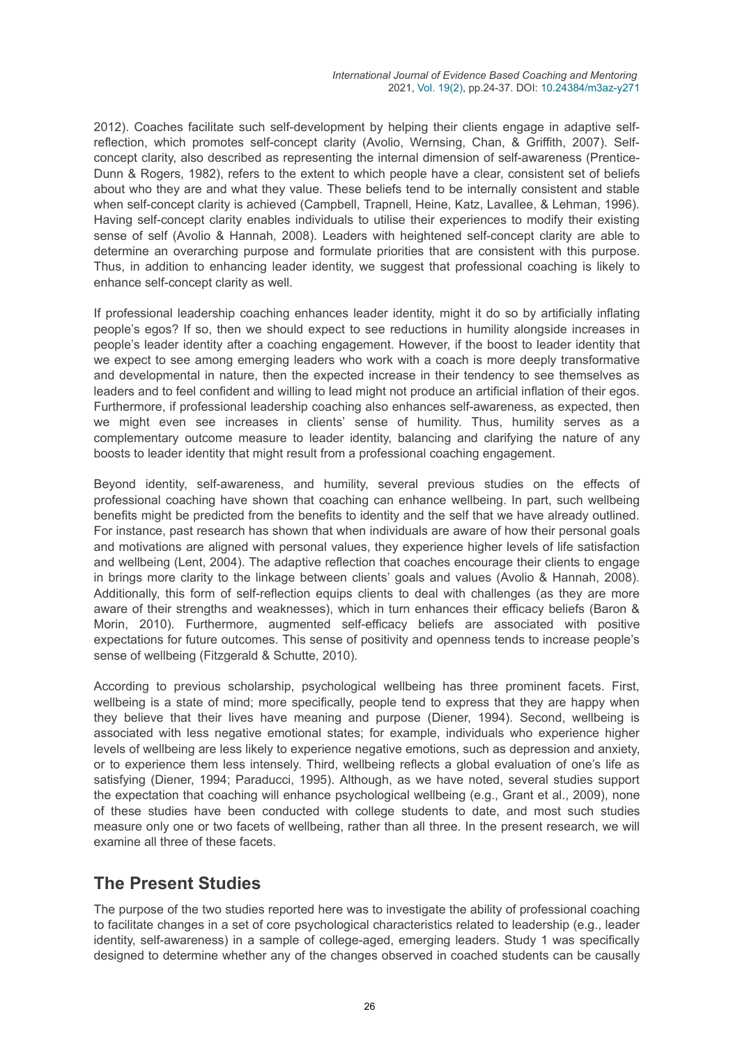2012). Coaches facilitate such self-development by helping their clients engage in adaptive self-reflection, which promotes self-concept clarity (Avolio, Wernsing, Chan, & Griffith, 2007). Self-concept clarity, also described as representing the internal dimension of self-awareness (Prentice-Dunn & Rogers, 1982), refers to the extent to which people have a clear, consistent set of beliefs about who they are and what they value. These beliefs tend to be internally consistent and stable when self-concept clarity is achieved (Campbell, Trapnell, Heine, Katz, Lavallee, & Lehman, 1996). Having self-concept clarity enables individuals to utilise their experiences to modify their existing sense of self (Avolio & Hannah, 2008). Leaders with heightened self-concept clarity are able to determine an overarching purpose and formulate priorities that are consistent with this purpose. Thus, in addition to enhancing leader identity, we suggest that professional coaching is likely to enhance self-concept clarity as well.

If professional leadership coaching enhances leader identity, might it do so by artificially inflating people's egos? If so, then we should expect to see reductions in humility alongside increases in people's leader identity after a coaching engagement. However, if the boost to leader identity that we expect to see among emerging leaders who work with a coach is more deeply transformative and developmental in nature, then the expected increase in their tendency to see themselves as leaders and to feel confident and willing to lead might not produce an artificial inflation of their egos. Furthermore, if professional leadership coaching also enhances self-awareness, as expected, then we might even see increases in clients' sense of humility. Thus, humility serves as a complementary outcome measure to leader identity, balancing and clarifying the nature of any boosts to leader identity that might result from a professional coaching engagement.

Beyond identity, self-awareness, and humility, several previous studies on the effects of professional coaching have shown that coaching can enhance wellbeing. In part, such wellbeing benefits might be predicted from the benefits to identity and the self that we have already outlined. For instance, past research has shown that when individuals are aware of how their personal goals and motivations are aligned with personal values, they experience higher levels of life satisfaction and wellbeing (Lent, 2004). The adaptive reflection that coaches encourage their clients to engage in brings more clarity to the linkage between clients' goals and values (Avolio & Hannah, 2008). Additionally, this form of self-reflection equips clients to deal with challenges (as they are more aware of their strengths and weaknesses), which in turn enhances their efficacy beliefs (Baron & Morin, 2010). Furthermore, augmented self-efficacy beliefs are associated with positive expectations for future outcomes. This sense of positivity and openness tends to increase people's sense of wellbeing (Fitzgerald & Schutte, 2010).

According to previous scholarship, psychological wellbeing has three prominent facets. First, wellbeing is a state of mind; more specifically, people tend to express that they are happy when they believe that their lives have meaning and purpose (Diener, 1994). Second, wellbeing is associated with less negative emotional states; for example, individuals who experience higher levels of wellbeing are less likely to experience negative emotions, such as depression and anxiety, or to experience them less intensely. Third, wellbeing reflects a global evaluation of one's life as satisfying (Diener, 1994; Paraducci, 1995). Although, as we have noted, several studies support the expectation that coaching will enhance psychological wellbeing (e.g., Grant et al., 2009), none of these studies have been conducted with college students to date, and most such studies measure only one or two facets of wellbeing, rather than all three. In the present research, we will examine all three of these facets.

## The Present Studies

The purpose of the two studies reported here was to investigate the ability of professional coaching to facilitate changes in a set of core psychological characteristics related to leadership (e.g., leader identity, self-awareness) in a sample of college-aged, emerging leaders. Study 1 was specifically designed to determine whether any of the changes observed in coached students can be causally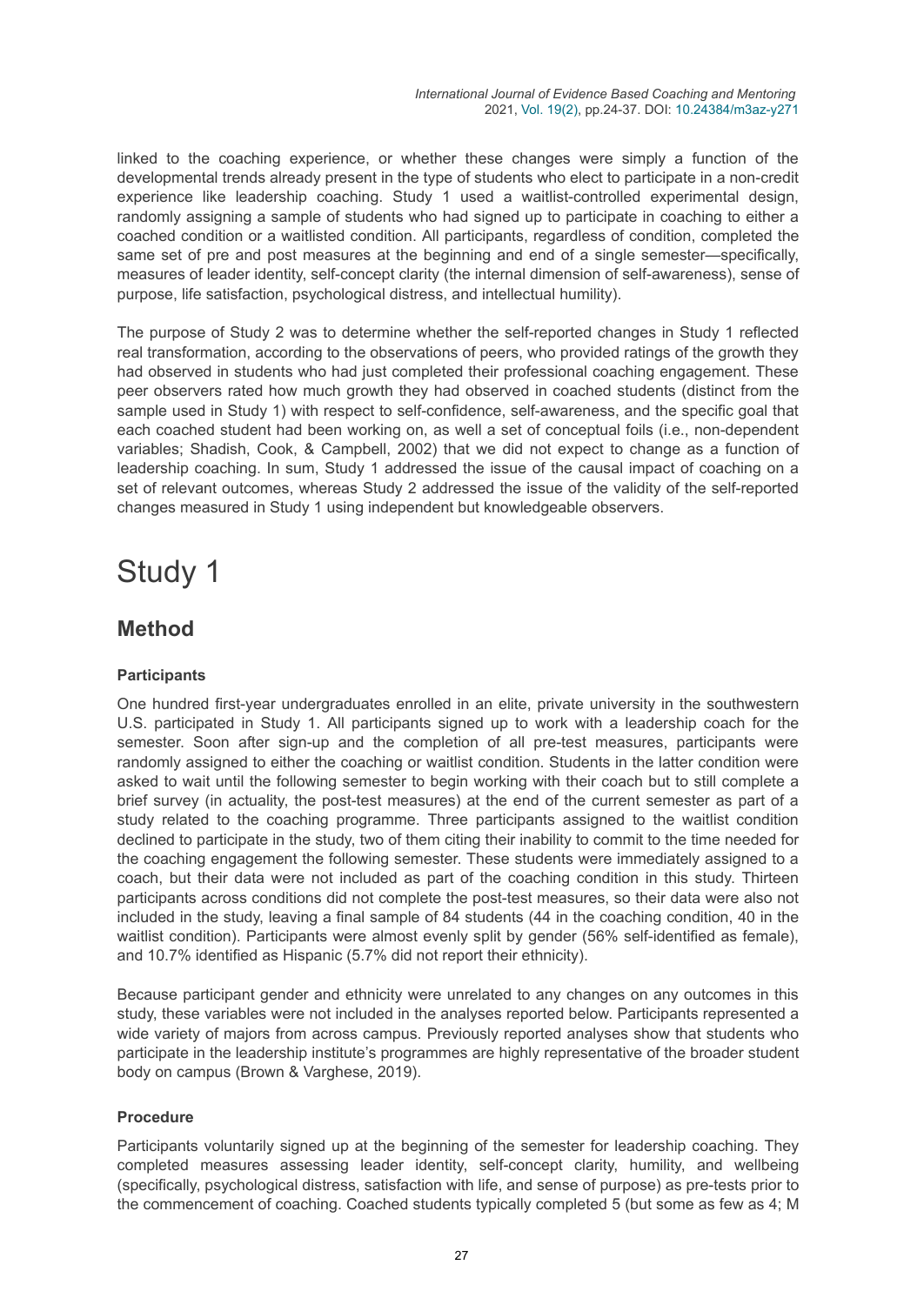linked to the coaching experience, or whether these changes were simply a function of the developmental trends already present in the type of students who elect to participate in a non-credit experience like leadership coaching. Study 1 used a waitlist-controlled experimental design, randomly assigning a sample of students who had signed up to participate in coaching to either a coached condition or a waitlisted condition. All participants, regardless of condition, completed the same set of pre and post measures at the beginning and end of a single semester—specifically, measures of leader identity, self-concept clarity (the internal dimension of self-awareness), sense of purpose, life satisfaction, psychological distress, and intellectual humility).

The purpose of Study 2 was to determine whether the self-reported changes in Study 1 reflected real transformation, according to the observations of peers, who provided ratings of the growth they had observed in students who had just completed their professional coaching engagement. These peer observers rated how much growth they had observed in coached students (distinct from the sample used in Study 1) with respect to self-confidence, self-awareness, and the specific goal that each coached student had been working on, as well a set of conceptual foils (i.e., non-dependent variables; Shadish, Cook, & Campbell, 2002) that we did not expect to change as a function of leadership coaching. In sum, Study 1 addressed the issue of the causal impact of coaching on a set of relevant outcomes, whereas Study 2 addressed the issue of the validity of the self-reported changes measured in Study 1 using independent but knowledgeable observers.

# Study 1

## Method

### Participants

One hundred first-year undergraduates enrolled in an elite, private university in the southwestern U.S. participated in Study 1. All participants signed up to work with a leadership coach for the semester. Soon after sign-up and the completion of all pre-test measures, participants were randomly assigned to either the coaching or waitlist condition. Students in the latter condition were asked to wait until the following semester to begin working with their coach but to still complete a brief survey (in actuality, the post-test measures) at the end of the current semester as part of a study related to the coaching programme. Three participants assigned to the waitlist condition declined to participate in the study, two of them citing their inability to commit to the time needed for the coaching engagement the following semester. These students were immediately assigned to a coach, but their data were not included as part of the coaching condition in this study. Thirteen participants across conditions did not complete the post-test measures, so their data were also not included in the study, leaving a final sample of 84 students (44 in the coaching condition, 40 in the waitlist condition). Participants were almost evenly split by gender (56% self-identified as female), and 10.7% identified as Hispanic (5.7% did not report their ethnicity).

Because participant gender and ethnicity were unrelated to any changes on any outcomes in this study, these variables were not included in the analyses reported below. Participants represented a wide variety of majors from across campus. Previously reported analyses show that students who participate in the leadership institute's programmes are highly representative of the broader student body on campus (Brown & Varghese, 2019).

### Procedure

Participants voluntarily signed up at the beginning of the semester for leadership coaching. They completed measures assessing leader identity, self-concept clarity, humility, and wellbeing (specifically, psychological distress, satisfaction with life, and sense of purpose) as pre-tests prior to the commencement of coaching. Coached students typically completed 5 (but some as few as 4; M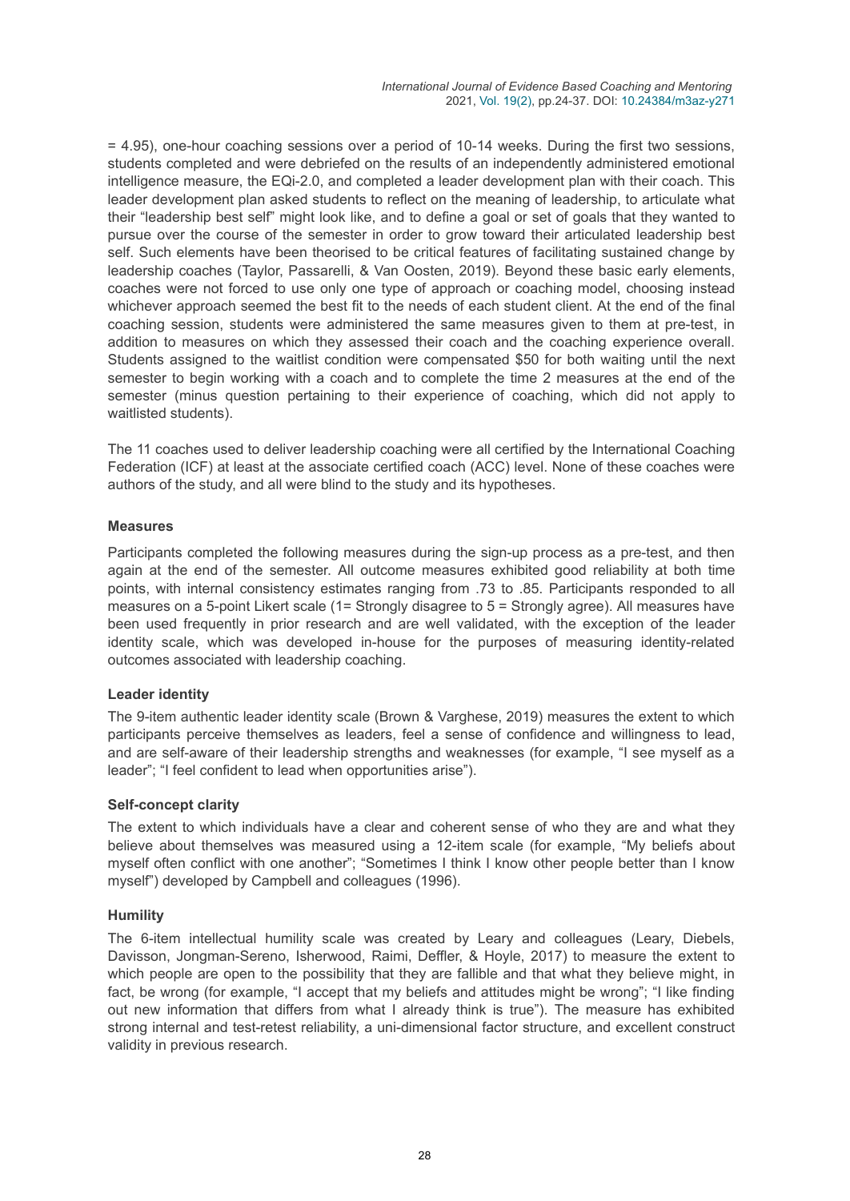= 4.95), one-hour coaching sessions over a period of 10-14 weeks. During the first two sessions, students completed and were debriefed on the results of an independently administered emotional intelligence measure, the EQi-2.0, and completed a leader development plan with their coach. This leader development plan asked students to reflect on the meaning of leadership, to articulate what their "leadership best self" might look like, and to define a goal or set of goals that they wanted to pursue over the course of the semester in order to grow toward their articulated leadership best self. Such elements have been theorised to be critical features of facilitating sustained change by leadership coaches (Taylor, Passarelli, & Van Oosten, 2019). Beyond these basic early elements, coaches were not forced to use only one type of approach or coaching model, choosing instead whichever approach seemed the best fit to the needs of each student client. At the end of the final coaching session, students were administered the same measures given to them at pre-test, in addition to measures on which they assessed their coach and the coaching experience overall. Students assigned to the waitlist condition were compensated $50 for both waiting until the next semester to begin working with a coach and to complete the time 2 measures at the end of the semester (minus question pertaining to their experience of coaching, which did not apply to waitlisted students).

The 11 coaches used to deliver leadership coaching were all certified by the International Coaching Federation (ICF) at least at the associate certified coach (ACC) level. None of these coaches were authors of the study, and all were blind to the study and its hypotheses.

### Measures

Participants completed the following measures during the sign-up process as a pre-test, and then again at the end of the semester. All outcome measures exhibited good reliability at both time points, with internal consistency estimates ranging from .73 to .85. Participants responded to all measures on a 5-point Likert scale (1= Strongly disagree to 5 = Strongly agree). All measures have been used frequently in prior research and are well validated, with the exception of the leader identity scale, which was developed in-house for the purposes of measuring identity-related outcomes associated with leadership coaching.

#### Leader identity

The 9-item authentic leader identity scale (Brown & Varghese, 2019) measures the extent to which participants perceive themselves as leaders, feel a sense of confidence and willingness to lead, and are self-aware of their leadership strengths and weaknesses (for example, "I see myself as a leader"; "I feel confident to lead when opportunities arise").

#### Self-concept clarity

The extent to which individuals have a clear and coherent sense of who they are and what they believe about themselves was measured using a 12-item scale (for example, "My beliefs about myself often conflict with one another"; "Sometimes I think I know other people better than I know myself") developed by Campbell and colleagues (1996).

#### Humility

The 6-item intellectual humility scale was created by Leary and colleagues (Leary, Diebels, Davisson, Jongman-Sereno, Isherwood, Raimi, Deffler, & Hoyle, 2017) to measure the extent to which people are open to the possibility that they are fallible and that what they believe might, in fact, be wrong (for example, "I accept that my beliefs and attitudes might be wrong"; "I like finding out new information that differs from what I already think is true"). The measure has exhibited strong internal and test-retest reliability, a uni-dimensional factor structure, and excellent construct validity in previous research.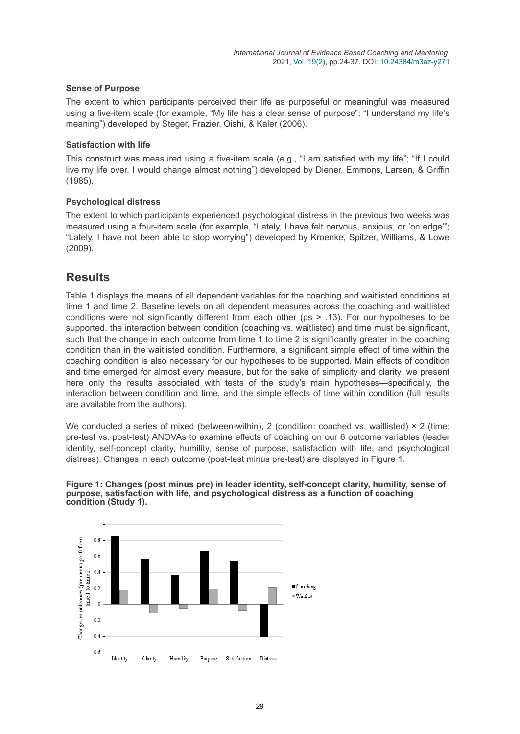### Sense of Purpose

The extent to which participants perceived their life as purposeful or meaningful was measured using a five-item scale (for example, "My life has a clear sense of purpose"; "I understand my life's meaning") developed by Steger, Frazier, Oishi, & Kaler (2006).

### Satisfaction with life

This construct was measured using a five-item scale (e.g., "I am satisfied with my life"; "If I could live my life over, I would change almost nothing") developed by Diener, Emmons, Larsen, & Griffin (1985).

### Psychological distress

The extent to which participants experienced psychological distress in the previous two weeks was measured using a four-item scale (for example, "Lately, I have felt nervous, anxious, or 'on edge'"; "Lately, I have not been able to stop worrying") developed by Kroenke, Spitzer, Williams, & Lowe (2009).

## Results

Table 1 displays the means of all dependent variables for the coaching and waitlisted conditions at time 1 and time 2. Baseline levels on all dependent measures across the coaching and waitlisted conditions were not significantly different from each other (ps > .13). For our hypotheses to be supported, the interaction between condition (coaching vs. waitlisted) and time must be significant, such that the change in each outcome from time 1 to time 2 is significantly greater in the coaching condition than in the waitlisted condition. Furthermore, a significant simple effect of time within the coaching condition is also necessary for our hypotheses to be supported. Main effects of condition and time emerged for almost every measure, but for the sake of simplicity and clarity, we present here only the results associated with tests of the study's main hypotheses—specifically, the interaction between condition and time, and the simple effects of time within condition (full results are available from the authors).

We conducted a series of mixed (between-within), 2 (condition: coached vs. waitlisted) × 2 (time: pre-test vs. post-test) ANOVAs to examine effects of coaching on our 6 outcome variables (leader identity, self-concept clarity, humility, sense of purpose, satisfaction with life, and psychological distress). Changes in each outcome (post-test minus pre-test) are displayed in Figure 1.

**Figure 1: Changes (post minus pre) in leader identity, self-concept clarity, humility, sense of purpose, satisfaction with life, and psychological distress as a function of coaching condition (Study 1).**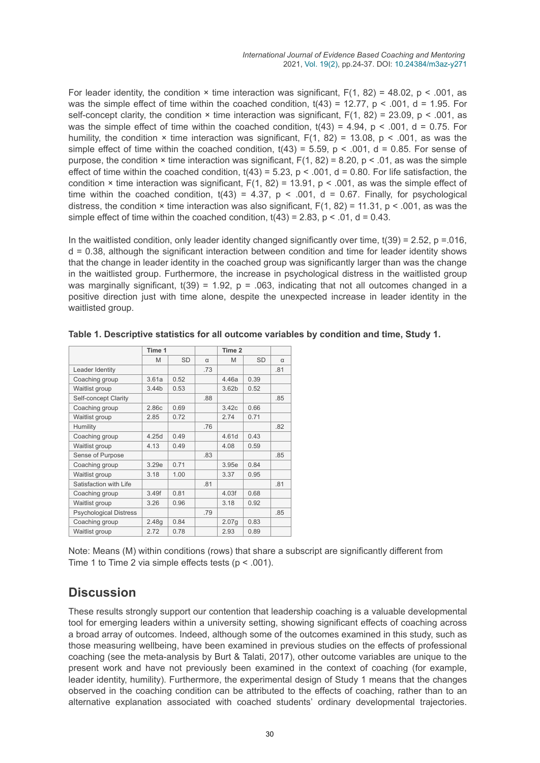For leader identity, the condition × time interaction was significant, $F(1, 82) = 48.02$, $p < .001$, as was the simple effect of time within the coached condition, $t(43) = 12.77$, $p < .001$, $d = 1.95$. For self-concept clarity, the condition × time interaction was significant, $F(1, 82) = 23.09$, $p < .001$, as was the simple effect of time within the coached condition, $t(43) = 4.94$, $p < .001$, $d = 0.75$. For humility, the condition × time interaction was significant, $F(1, 82) = 13.08$, $p < .001$, as was the simple effect of time within the coached condition, $t(43) = 5.59$, $p < .001$, $d = 0.85$. For sense of purpose, the condition × time interaction was significant, $F(1, 82) = 8.20$, $p < .01$, as was the simple effect of time within the coached condition, $t(43) = 5.23$, $p < .001$, $d = 0.80$. For life satisfaction, the condition × time interaction was significant, $F(1, 82) = 13.91$, $p < .001$, as was the simple effect of time within the coached condition, $t(43) = 4.37$, $p < .001$, $d = 0.67$. Finally, for psychological distress, the condition × time interaction was also significant, $F(1, 82) = 11.31$, $p < .001$, as was the simple effect of time within the coached condition, $t(43) = 2.83$, $p < .01$, $d = 0.43$.

In the waitlisted condition, only leader identity changed significantly over time, $t(39) = 2.52$, $p = .016$, $d = 0.38$, although the significant interaction between condition and time for leader identity shows that the change in leader identity in the coached group was significantly larger than was the change in the waitlisted group. Furthermore, the increase in psychological distress in the waitlisted group was marginally significant, $t(39) = 1.92$, $p = .063$, indicating that not all outcomes changed in a positive direction just with time alone, despite the unexpected increase in leader identity in the waitlisted group.

**Table 1. Descriptive statistics for all outcome variables by condition and time, Study 1.**

| | Time 1 | | | Time 2 | | |
|---|---|---|---|---|---|---|
| | M | SD | α | M | SD | α |
| Leader Identity | | | .73 | | | .81 |
| Coaching group | 3.61a | 0.52 | | 4.46a | 0.39 | |
| Waitlist group | 3.44b | 0.53 | | 3.62b | 0.52 | |
| Self-concept Clarity | | | .88 | | | .85 |
| Coaching group | 2.86c | 0.69 | | 3.42c | 0.66 | |
| Waitlist group | 2.85 | 0.72 | | 2.74 | 0.71 | |
| Humility | | | .76 | | | .82 |
| Coaching group | 4.25d | 0.49 | | 4.61d | 0.43 | |
| Waitlist group | 4.13 | 0.49 | | 4.08 | 0.59 | |
| Sense of Purpose | | | .83 | | | .85 |
| Coaching group | 3.29e | 0.71 | | 3.95e | 0.84 | |
| Waitlist group | 3.18 | 1.00 | | 3.37 | 0.95 | |
| Satisfaction with Life | | | .81 | | | .81 |
| Coaching group | 3.49f | 0.81 | | 4.03f | 0.68 | |
| Waitlist group | 3.26 | 0.96 | | 3.18 | 0.92 | |
| Psychological Distress | | | .79 | | | .85 |
| Coaching group | 2.48g | 0.84 | | 2.07g | 0.83 | |
| Waitlist group | 2.72 | 0.78 | | 2.93 | 0.89 | |

Note: Means (M) within conditions (rows) that share a subscript are significantly different from Time 1 to Time 2 via simple effects tests ($p < .001$).

## Discussion

These results strongly support our contention that leadership coaching is a valuable developmental tool for emerging leaders within a university setting, showing significant effects of coaching across a broad array of outcomes. Indeed, although some of the outcomes examined in this study, such as those measuring wellbeing, have been examined in previous studies on the effects of professional coaching (see the meta-analysis by Burt & Talati, 2017), other outcome variables are unique to the present work and have not previously been examined in the context of coaching (for example, leader identity, humility). Furthermore, the experimental design of Study 1 means that the changes observed in the coaching condition can be attributed to the effects of coaching, rather than to an alternative explanation associated with coached students' ordinary developmental trajectories.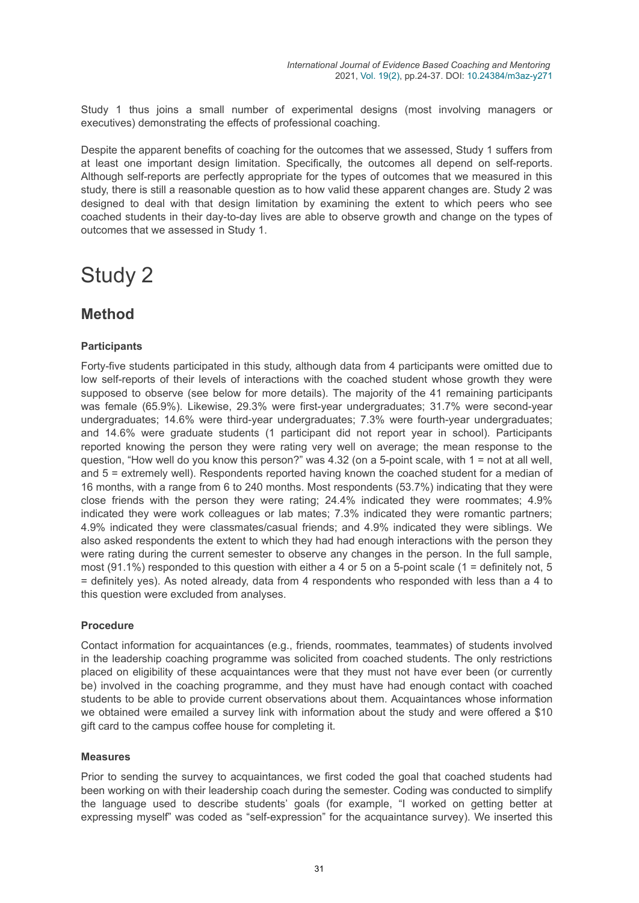Study 1 thus joins a small number of experimental designs (most involving managers or executives) demonstrating the effects of professional coaching.

Despite the apparent benefits of coaching for the outcomes that we assessed, Study 1 suffers from at least one important design limitation. Specifically, the outcomes all depend on self-reports. Although self-reports are perfectly appropriate for the types of outcomes that we measured in this study, there is still a reasonable question as to how valid these apparent changes are. Study 2 was designed to deal with that design limitation by examining the extent to which peers who see coached students in their day-to-day lives are able to observe growth and change on the types of outcomes that we assessed in Study 1.

# Study 2

## Method

### Participants

Forty-five students participated in this study, although data from 4 participants were omitted due to low self-reports of their levels of interactions with the coached student whose growth they were supposed to observe (see below for more details). The majority of the 41 remaining participants was female (65.9%). Likewise, 29.3% were first-year undergraduates; 31.7% were second-year undergraduates; 14.6% were third-year undergraduates; 7.3% were fourth-year undergraduates; and 14.6% were graduate students (1 participant did not report year in school). Participants reported knowing the person they were rating very well on average; the mean response to the question, "How well do you know this person?" was 4.32 (on a 5-point scale, with 1 = not at all well, and 5 = extremely well). Respondents reported having known the coached student for a median of 16 months, with a range from 6 to 240 months. Most respondents (53.7%) indicating that they were close friends with the person they were rating; 24.4% indicated they were roommates; 4.9% indicated they were work colleagues or lab mates; 7.3% indicated they were romantic partners; 4.9% indicated they were classmates/casual friends; and 4.9% indicated they were siblings. We also asked respondents the extent to which they had had enough interactions with the person they were rating during the current semester to observe any changes in the person. In the full sample, most (91.1%) responded to this question with either a 4 or 5 on a 5-point scale (1 = definitely not, 5 = definitely yes). As noted already, data from 4 respondents who responded with less than a 4 to this question were excluded from analyses.

### Procedure

Contact information for acquaintances (e.g., friends, roommates, teammates) of students involved in the leadership coaching programme was solicited from coached students. The only restrictions placed on eligibility of these acquaintances were that they must not have ever been (or currently be) involved in the coaching programme, and they must have had enough contact with coached students to be able to provide current observations about them. Acquaintances whose information we obtained were emailed a survey link with information about the study and were offered a $10 gift card to the campus coffee house for completing it.

### Measures

Prior to sending the survey to acquaintances, we first coded the goal that coached students had been working on with their leadership coach during the semester. Coding was conducted to simplify the language used to describe students' goals (for example, "I worked on getting better at expressing myself" was coded as "self-expression" for the acquaintance survey). We inserted this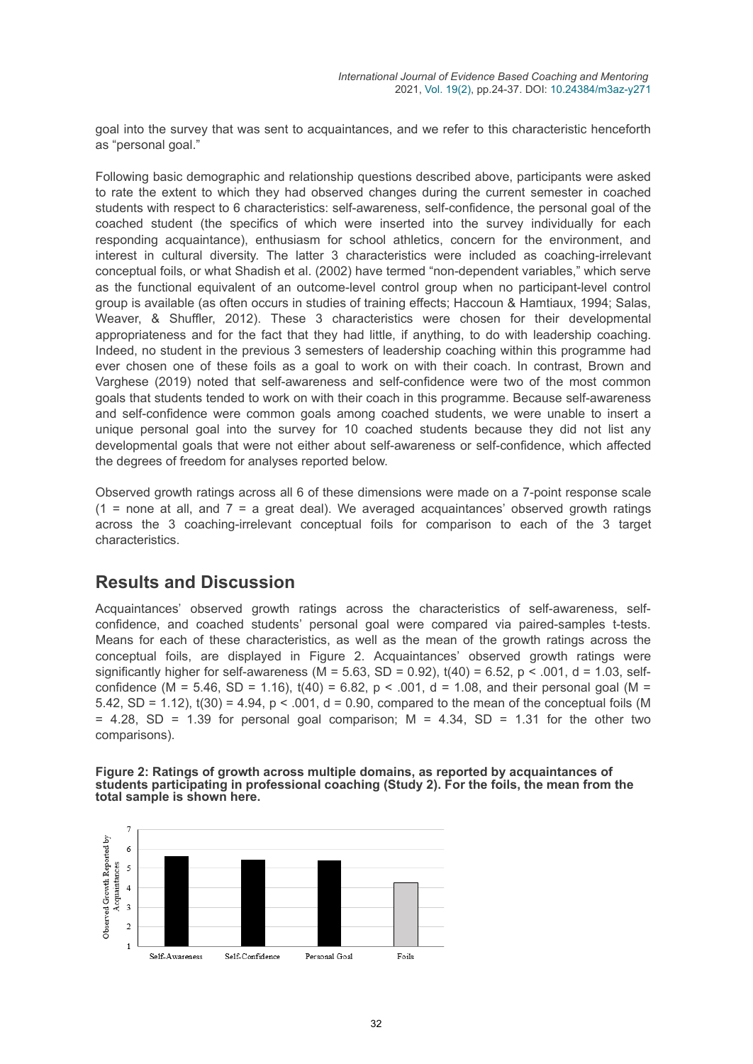goal into the survey that was sent to acquaintances, and we refer to this characteristic henceforth as "personal goal."

Following basic demographic and relationship questions described above, participants were asked to rate the extent to which they had observed changes during the current semester in coached students with respect to 6 characteristics: self-awareness, self-confidence, the personal goal of the coached student (the specifics of which were inserted into the survey individually for each responding acquaintance), enthusiasm for school athletics, concern for the environment, and interest in cultural diversity. The latter 3 characteristics were included as coaching-irrelevant conceptual foils, or what Shadish et al. (2002) have termed "non-dependent variables," which serve as the functional equivalent of an outcome-level control group when no participant-level control group is available (as often occurs in studies of training effects; Haccoun & Hamtiaux, 1994; Salas, Weaver, & Shuffler, 2012). These 3 characteristics were chosen for their developmental appropriateness and for the fact that they had little, if anything, to do with leadership coaching. Indeed, no student in the previous 3 semesters of leadership coaching within this programme had ever chosen one of these foils as a goal to work on with their coach. In contrast, Brown and Varghese (2019) noted that self-awareness and self-confidence were two of the most common goals that students tended to work on with their coach in this programme. Because self-awareness and self-confidence were common goals among coached students, we were unable to insert a unique personal goal into the survey for 10 coached students because they did not list any developmental goals that were not either about self-awareness or self-confidence, which affected the degrees of freedom for analyses reported below.

Observed growth ratings across all 6 of these dimensions were made on a 7-point response scale (1 = none at all, and 7 = a great deal). We averaged acquaintances' observed growth ratings across the 3 coaching-irrelevant conceptual foils for comparison to each of the 3 target characteristics.

## Results and Discussion

Acquaintances' observed growth ratings across the characteristics of self-awareness, self-confidence, and coached students' personal goal were compared via paired-samples t-tests. Means for each of these characteristics, as well as the mean of the growth ratings across the conceptual foils, are displayed in Figure 2. Acquaintances' observed growth ratings were significantly higher for self-awareness ($M = 5.63$, $SD = 0.92$), $t(40) = 6.52$, $p < .001$, $d = 1.03$, self-confidence ($M = 5.46$, $SD = 1.16$), $t(40) = 6.82$, $p < .001$, $d = 1.08$, and their personal goal ($M = 5.42$, $SD = 1.12$), $t(30) = 4.94$, $p < .001$, $d = 0.90$, compared to the mean of the conceptual foils ($M = 4.28$, $SD = 1.39$ for personal goal comparison; $M = 4.34$, $SD = 1.31$ for the other two comparisons).

**Figure 2: Ratings of growth across multiple domains, as reported by acquaintances of students participating in professional coaching (Study 2). For the foils, the mean from the total sample is shown here.**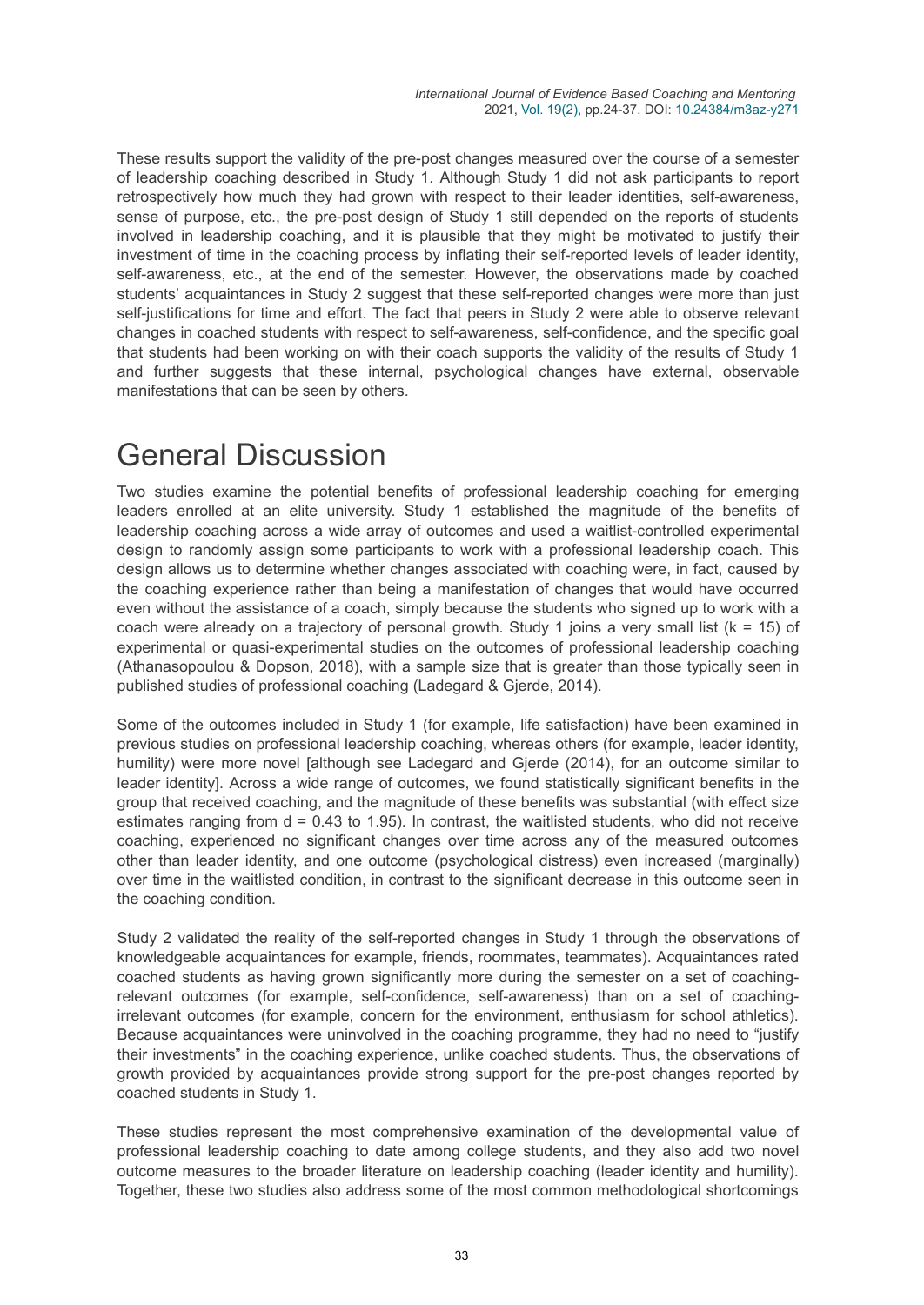These results support the validity of the pre-post changes measured over the course of a semester of leadership coaching described in Study 1. Although Study 1 did not ask participants to report retrospectively how much they had grown with respect to their leader identities, self-awareness, sense of purpose, etc., the pre-post design of Study 1 still depended on the reports of students involved in leadership coaching, and it is plausible that they might be motivated to justify their investment of time in the coaching process by inflating their self-reported levels of leader identity, self-awareness, etc., at the end of the semester. However, the observations made by coached students' acquaintances in Study 2 suggest that these self-reported changes were more than just self-justifications for time and effort. The fact that peers in Study 2 were able to observe relevant changes in coached students with respect to self-awareness, self-confidence, and the specific goal that students had been working on with their coach supports the validity of the results of Study 1 and further suggests that these internal, psychological changes have external, observable manifestations that can be seen by others.

# General Discussion

Two studies examine the potential benefits of professional leadership coaching for emerging leaders enrolled at an elite university. Study 1 established the magnitude of the benefits of leadership coaching across a wide array of outcomes and used a waitlist-controlled experimental design to randomly assign some participants to work with a professional leadership coach. This design allows us to determine whether changes associated with coaching were, in fact, caused by the coaching experience rather than being a manifestation of changes that would have occurred even without the assistance of a coach, simply because the students who signed up to work with a coach were already on a trajectory of personal growth. Study 1 joins a very small list ($k = 15$) of experimental or quasi-experimental studies on the outcomes of professional leadership coaching (Athanasopoulou & Dopson, 2018), with a sample size that is greater than those typically seen in published studies of professional coaching (Ladegard & Gjerde, 2014).

Some of the outcomes included in Study 1 (for example, life satisfaction) have been examined in previous studies on professional leadership coaching, whereas others (for example, leader identity, humility) were more novel [although see Ladegard and Gjerde (2014), for an outcome similar to leader identity]. Across a wide range of outcomes, we found statistically significant benefits in the group that received coaching, and the magnitude of these benefits was substantial (with effect size estimates ranging from $d = 0.43$ to $1.95$). In contrast, the waitlisted students, who did not receive coaching, experienced no significant changes over time across any of the measured outcomes other than leader identity, and one outcome (psychological distress) even increased (marginally) over time in the waitlisted condition, in contrast to the significant decrease in this outcome seen in the coaching condition.

Study 2 validated the reality of the self-reported changes in Study 1 through the observations of knowledgeable acquaintances for example, friends, roommates, teammates). Acquaintances rated coached students as having grown significantly more during the semester on a set of coaching-relevant outcomes (for example, self-confidence, self-awareness) than on a set of coaching-irrelevant outcomes (for example, concern for the environment, enthusiasm for school athletics). Because acquaintances were uninvolved in the coaching programme, they had no need to "justify their investments" in the coaching experience, unlike coached students. Thus, the observations of growth provided by acquaintances provide strong support for the pre-post changes reported by coached students in Study 1.

These studies represent the most comprehensive examination of the developmental value of professional leadership coaching to date among college students, and they also add two novel outcome measures to the broader literature on leadership coaching (leader identity and humility). Together, these two studies also address some of the most common methodological shortcomings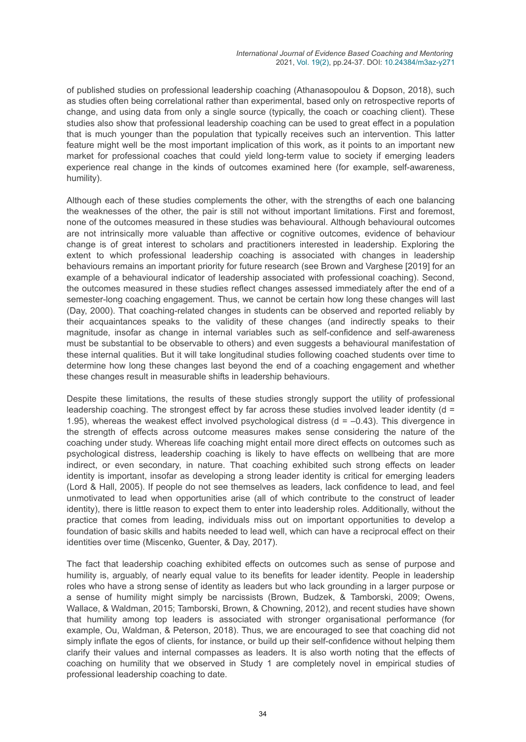of published studies on professional leadership coaching (Athanasopoulou & Dopson, 2018), such as studies often being correlational rather than experimental, based only on retrospective reports of change, and using data from only a single source (typically, the coach or coaching client). These studies also show that professional leadership coaching can be used to great effect in a population that is much younger than the population that typically receives such an intervention. This latter feature might well be the most important implication of this work, as it points to an important new market for professional coaches that could yield long-term value to society if emerging leaders experience real change in the kinds of outcomes examined here (for example, self-awareness, humility).

Although each of these studies complements the other, with the strengths of each one balancing the weaknesses of the other, the pair is still not without important limitations. First and foremost, none of the outcomes measured in these studies was behavioural. Although behavioural outcomes are not intrinsically more valuable than affective or cognitive outcomes, evidence of behaviour change is of great interest to scholars and practitioners interested in leadership. Exploring the extent to which professional leadership coaching is associated with changes in leadership behaviours remains an important priority for future research (see Brown and Varghese [2019] for an example of a behavioural indicator of leadership associated with professional coaching). Second, the outcomes measured in these studies reflect changes assessed immediately after the end of a semester-long coaching engagement. Thus, we cannot be certain how long these changes will last (Day, 2000). That coaching-related changes in students can be observed and reported reliably by their acquaintances speaks to the validity of these changes (and indirectly speaks to their magnitude, insofar as change in internal variables such as self-confidence and self-awareness must be substantial to be observable to others) and even suggests a behavioural manifestation of these internal qualities. But it will take longitudinal studies following coached students over time to determine how long these changes last beyond the end of a coaching engagement and whether these changes result in measurable shifts in leadership behaviours.

Despite these limitations, the results of these studies strongly support the utility of professional leadership coaching. The strongest effect by far across these studies involved leader identity ($d = 1.95$), whereas the weakest effect involved psychological distress ($d = -0.43$). This divergence in the strength of effects across outcome measures makes sense considering the nature of the coaching under study. Whereas life coaching might entail more direct effects on outcomes such as psychological distress, leadership coaching is likely to have effects on wellbeing that are more indirect, or even secondary, in nature. That coaching exhibited such strong effects on leader identity is important, insofar as developing a strong leader identity is critical for emerging leaders (Lord & Hall, 2005). If people do not see themselves as leaders, lack confidence to lead, and feel unmotivated to lead when opportunities arise (all of which contribute to the construct of leader identity), there is little reason to expect them to enter into leadership roles. Additionally, without the practice that comes from leading, individuals miss out on important opportunities to develop a foundation of basic skills and habits needed to lead well, which can have a reciprocal effect on their identities over time (Miscenko, Guenter, & Day, 2017).

The fact that leadership coaching exhibited effects on outcomes such as sense of purpose and humility is, arguably, of nearly equal value to its benefits for leader identity. People in leadership roles who have a strong sense of identity as leaders but who lack grounding in a larger purpose or a sense of humility might simply be narcissists (Brown, Budzek, & Tamborski, 2009; Owens, Wallace, & Waldman, 2015; Tamborski, Brown, & Chowning, 2012), and recent studies have shown that humility among top leaders is associated with stronger organisational performance (for example, Ou, Waldman, & Peterson, 2018). Thus, we are encouraged to see that coaching did not simply inflate the egos of clients, for instance, or build up their self-confidence without helping them clarify their values and internal compasses as leaders. It is also worth noting that the effects of coaching on humility that we observed in Study 1 are completely novel in empirical studies of professional leadership coaching to date.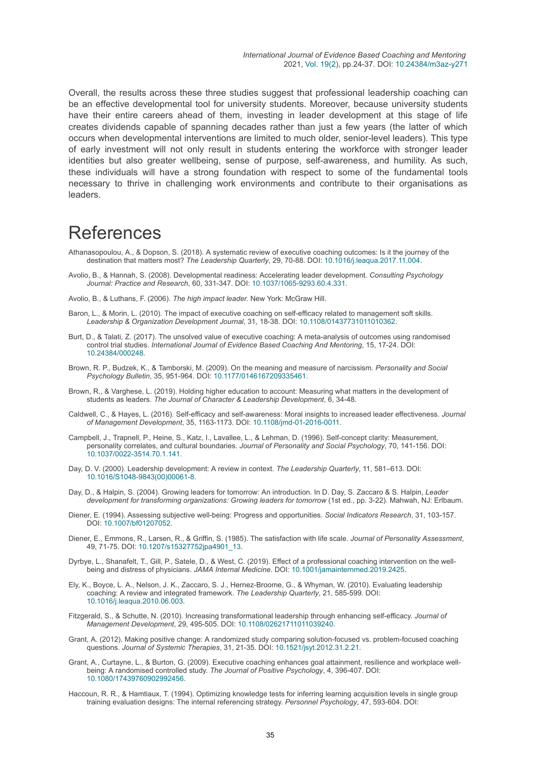Overall, the results across these three studies suggest that professional leadership coaching can be an effective developmental tool for university students. Moreover, because university students have their entire careers ahead of them, investing in leader development at this stage of life creates dividends capable of spanning decades rather than just a few years (the latter of which occurs when developmental interventions are limited to much older, senior-level leaders). This type of early investment will not only result in students entering the workforce with stronger leader identities but also greater wellbeing, sense of purpose, self-awareness, and humility. As such, these individuals will have a strong foundation with respect to some of the fundamental tools necessary to thrive in challenging work environments and contribute to their organisations as leaders.

# References

Athanasopoulou, A., & Dopson, S. (2018). A systematic review of executive coaching outcomes: Is it the journey of the destination that matters most? *The Leadership Quarterly*, 29, 70-88. DOI: 10.1016/j.leaqua.2017.11.004.

Avolio, B., & Hannah, S. (2008). Developmental readiness: Accelerating leader development. *Consulting Psychology Journal: Practice and Research*, 60, 331-347. DOI: 10.1037/1065-9293.60.4.331.

Avolio, B., & Luthans, F. (2006). *The high impact leader.* New York: McGraw Hill.

Baron, L., & Morin, L. (2010). The impact of executive coaching on self-efficacy related to management soft skills. *Leadership & Organization Development Journal*, 31, 18-38. DOI: 10.1108/01437731011010362.

Burt, D., & Talati, Z. (2017). The unsolved value of executive coaching: A meta-analysis of outcomes using randomised control trial studies. *International Journal of Evidence Based Coaching And Mentoring*, 15, 17-24. DOI: 10.24384/000248.

Brown, R. P., Budzek, K., & Tamborski, M. (2009). On the meaning and measure of narcissism. *Personality and Social Psychology Bulletin*, 35, 951-964. DOI: 10.1177/0146167209335461.

Brown, R., & Varghese, L. (2019). Holding higher education to account: Measuring what matters in the development of students as leaders. *The Journal of Character & Leadership Development*, 6, 34-48.

Caldwell, C., & Hayes, L. (2016). Self-efficacy and self-awareness: Moral insights to increased leader effectiveness. *Journal of Management Development*, 35, 1163-1173. DOI: 10.1108/jmd-01-2016-0011.

Campbell, J., Trapnell, P., Heine, S., Katz, I., Lavallee, L., & Lehman, D. (1996). Self-concept clarity: Measurement, personality correlates, and cultural boundaries. *Journal of Personality and Social Psychology*, 70, 141-156. DOI: 10.1037/0022-3514.70.1.141.

Day, D. V. (2000). Leadership development: A review in context. *The Leadership Quarterly*, 11, 581–613. DOI: 10.1016/S1048-9843(00)00061-8.

Day, D., & Halpin, S. (2004). Growing leaders for tomorrow: An introduction. In D. Day, S. Zaccaro & S. Halpin, *Leader development for transforming organizations: Growing leaders for tomorrow* (1st ed., pp. 3-22). Mahwah, NJ: Erlbaum.

Diener, E. (1994). Assessing subjective well-being: Progress and opportunities. *Social Indicators Research*, 31, 103-157. DOI: 10.1007/bf01207052.

Diener, E., Emmons, R., Larsen, R., & Griffin, S. (1985). The satisfaction with life scale. *Journal of Personality Assessment*, 49, 71-75. DOI: 10.1207/s15327752jpa4901_13.

Dyrbye, L., Shanafelt, T., Gill, P., Satele, D., & West, C. (2019). Effect of a professional coaching intervention on the well-being and distress of physicians. *JAMA Internal Medicine*. DOI: 10.1001/jamainternmed.2019.2425.

Ely, K., Boyce, L. A., Nelson, J. K., Zaccaro, S. J., Hernez-Broome, G., & Whyman, W. (2010). Evaluating leadership coaching: A review and integrated framework. *The Leadership Quarterly*, 21, 585-599. DOI: 10.1016/j.leaqua.2010.06.003.

Fitzgerald, S., & Schutte, N. (2010). Increasing transformational leadership through enhancing self-efficacy. *Journal of Management Development*, 29, 495-505. DOI: 10.1108/02621711011039240.

Grant, A. (2012). Making positive change: A randomized study comparing solution-focused vs. problem-focused coaching questions. *Journal of Systemic Therapies*, 31, 21-35. DOI: 10.1521/jsyt.2012.31.2.21.

Grant, A., Curtayne, L., & Burton, G. (2009). Executive coaching enhances goal attainment, resilience and workplace well-being: A randomised controlled study. *The Journal of Positive Psychology*, 4, 396-407. DOI: 10.1080/17439760902992456.

Haccoun, R. R., & Hamtiaux, T. (1994). Optimizing knowledge tests for inferring learning acquisition levels in single group training evaluation designs: The internal referencing strategy. *Personnel Psychology*, 47, 593-604. DOI: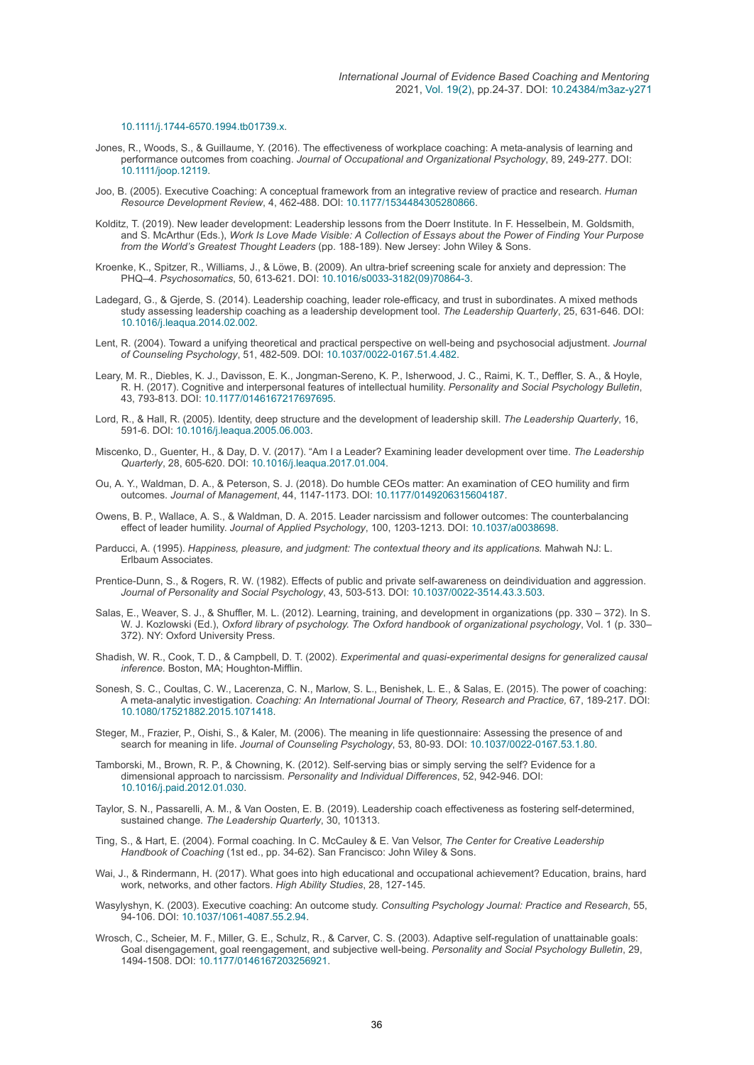10.1111/j.1744-6570.1994.tb01739.x.

Jones, R., Woods, S., & Guillaume, Y. (2016). The effectiveness of workplace coaching: A meta-analysis of learning and performance outcomes from coaching. *Journal of Occupational and Organizational Psychology*, 89, 249-277. DOI: 10.1111/joop.12119.

Joo, B. (2005). Executive Coaching: A conceptual framework from an integrative review of practice and research. *Human Resource Development Review*, 4, 462-488. DOI: 10.1177/1534484305280866.

Kolditz, T. (2019). New leader development: Leadership lessons from the Doerr Institute. In F. Hesselbein, M. Goldsmith, and S. McArthur (Eds.), *Work Is Love Made Visible: A Collection of Essays about the Power of Finding Your Purpose from the World's Greatest Thought Leaders* (pp. 188-189). New Jersey: John Wiley & Sons.

Kroenke, K., Spitzer, R., Williams, J., & Löwe, B. (2009). An ultra-brief screening scale for anxiety and depression: The PHQ–4. *Psychosomatics*, 50, 613-621. DOI: 10.1016/s0033-3182(09)70864-3.

Ladegard, G., & Gjerde, S. (2014). Leadership coaching, leader role-efficacy, and trust in subordinates. A mixed methods study assessing leadership coaching as a leadership development tool. *The Leadership Quarterly*, 25, 631-646. DOI: 10.1016/j.leaqua.2014.02.002.

Lent, R. (2004). Toward a unifying theoretical and practical perspective on well-being and psychosocial adjustment. *Journal of Counseling Psychology*, 51, 482-509. DOI: 10.1037/0022-0167.51.4.482.

Leary, M. R., Diebles, K. J., Davisson, E. K., Jongman-Sereno, K. P., Isherwood, J. C., Raimi, K. T., Deffler, S. A., & Hoyle, R. H. (2017). Cognitive and interpersonal features of intellectual humility. *Personality and Social Psychology Bulletin*, 43, 793-813. DOI: 10.1177/0146167217697695.

Lord, R., & Hall, R. (2005). Identity, deep structure and the development of leadership skill. *The Leadership Quarterly*, 16, 591-6. DOI: 10.1016/j.leaqua.2005.06.003.

Miscenko, D., Guenter, H., & Day, D. V. (2017). "Am I a Leader? Examining leader development over time. *The Leadership Quarterly*, 28, 605-620. DOI: 10.1016/j.leaqua.2017.01.004.

Ou, A. Y., Waldman, D. A., & Peterson, S. J. (2018). Do humble CEOs matter: An examination of CEO humility and firm outcomes. *Journal of Management*, 44, 1147-1173. DOI: 10.1177/0149206315604187.

Owens, B. P., Wallace, A. S., & Waldman, D. A. 2015. Leader narcissism and follower outcomes: The counterbalancing effect of leader humility. *Journal of Applied Psychology*, 100, 1203-1213. DOI: 10.1037/a0038698.

Parducci, A. (1995). *Happiness, pleasure, and judgment: The contextual theory and its applications.* Mahwah NJ: L. Erlbaum Associates.

Prentice-Dunn, S., & Rogers, R. W. (1982). Effects of public and private self-awareness on deindividuation and aggression. *Journal of Personality and Social Psychology*, 43, 503-513. DOI: 10.1037/0022-3514.43.3.503.

Salas, E., Weaver, S. J., & Shuffler, M. L. (2012). Learning, training, and development in organizations (pp. 330 – 372). In S. W. J. Kozlowski (Ed.), *Oxford library of psychology. The Oxford handbook of organizational psychology*, Vol. 1 (p. 330–372). NY: Oxford University Press.

Shadish, W. R., Cook, T. D., & Campbell, D. T. (2002). *Experimental and quasi-experimental designs for generalized causal inference.* Boston, MA; Houghton-Mifflin.

Sonesh, S. C., Coultas, C. W., Lacerenza, C. N., Marlow, S. L., Benishek, L. E., & Salas, E. (2015). The power of coaching: A meta-analytic investigation. *Coaching: An International Journal of Theory, Research and Practice*, 67, 189-217. DOI: 10.1080/17521882.2015.1071418.

Steger, M., Frazier, P., Oishi, S., & Kaler, M. (2006). The meaning in life questionnaire: Assessing the presence of and search for meaning in life. *Journal of Counseling Psychology*, 53, 80-93. DOI: 10.1037/0022-0167.53.1.80.

Tamborski, M., Brown, R. P., & Chowning, K. (2012). Self-serving bias or simply serving the self? Evidence for a dimensional approach to narcissism. *Personality and Individual Differences*, 52, 942-946. DOI: 10.1016/j.paid.2012.01.030.

Taylor, S. N., Passarelli, A. M., & Van Oosten, E. B. (2019). Leadership coach effectiveness as fostering self-determined, sustained change. *The Leadership Quarterly*, 30, 101313.

Ting, S., & Hart, E. (2004). Formal coaching. In C. McCauley & E. Van Velsor, *The Center for Creative Leadership Handbook of Coaching* (1st ed., pp. 34-62). San Francisco: John Wiley & Sons.

Wai, J., & Rindermann, H. (2017). What goes into high educational and occupational achievement? Education, brains, hard work, networks, and other factors. *High Ability Studies*, 28, 127-145.

Wasylyshyn, K. (2003). Executive coaching: An outcome study. *Consulting Psychology Journal: Practice and Research*, 55, 94-106. DOI: 10.1037/1061-4087.55.2.94.

Wrosch, C., Scheier, M. F., Miller, G. E., Schulz, R., & Carver, C. S. (2003). Adaptive self-regulation of unattainable goals: Goal disengagement, goal reengagement, and subjective well-being. *Personality and Social Psychology Bulletin*, 29, 1494-1508. DOI: 10.1177/0146167203256921.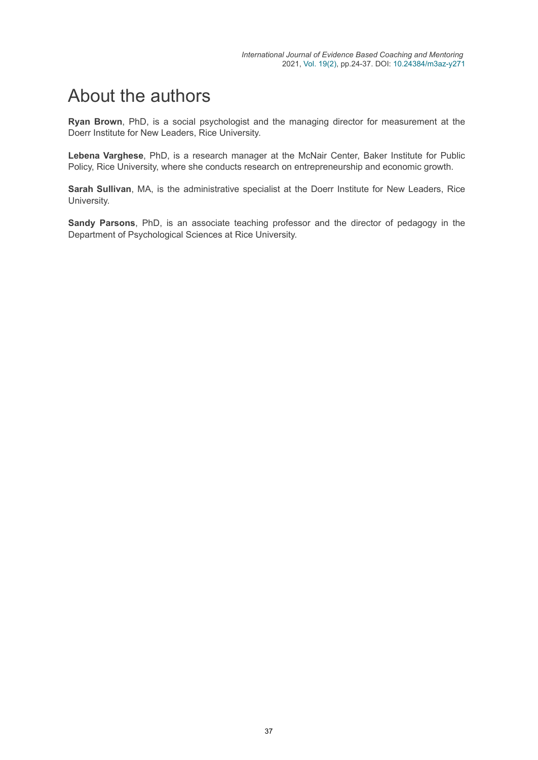# About the authors

**Ryan Brown**, PhD, is a social psychologist and the managing director for measurement at the Doerr Institute for New Leaders, Rice University.

**Lebena Varghese**, PhD, is a research manager at the McNair Center, Baker Institute for Public Policy, Rice University, where she conducts research on entrepreneurship and economic growth.

**Sarah Sullivan**, MA, is the administrative specialist at the Doerr Institute for New Leaders, Rice University.

**Sandy Parsons**, PhD, is an associate teaching professor and the director of pedagogy in the Department of Psychological Sciences at Rice University.